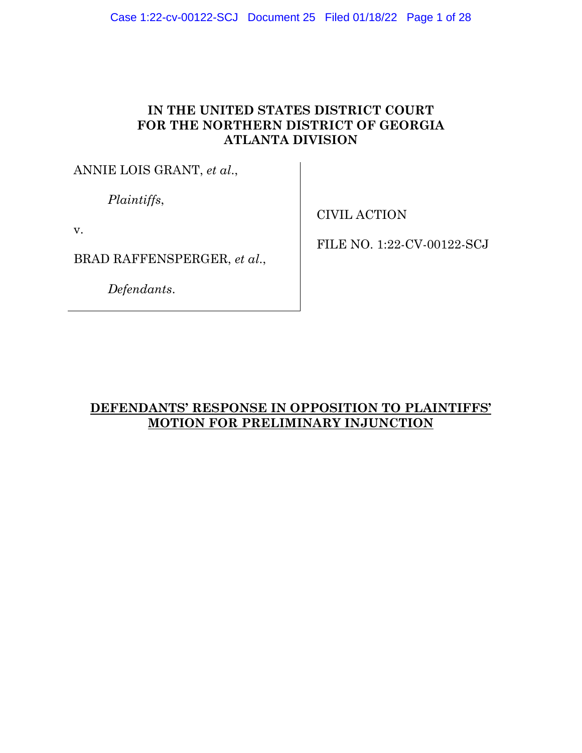**IN THE UNITED STATES DISTRICT COURT**
**FOR THE NORTHERN DISTRICT OF GEORGIA**
**ATLANTA DIVISION**

ANNIE LOIS GRANT, *et al.*,

*Plaintiffs*,

v.

BRAD RAFFENSPERGER, *et al.*,

*Defendants*.

CIVIL ACTION

FILE NO. 1:22-CV-00122-SCJ

**DEFENDANTS' RESPONSE IN OPPOSITION TO PLAINTIFFS' MOTION FOR PRELIMINARY INJUNCTION**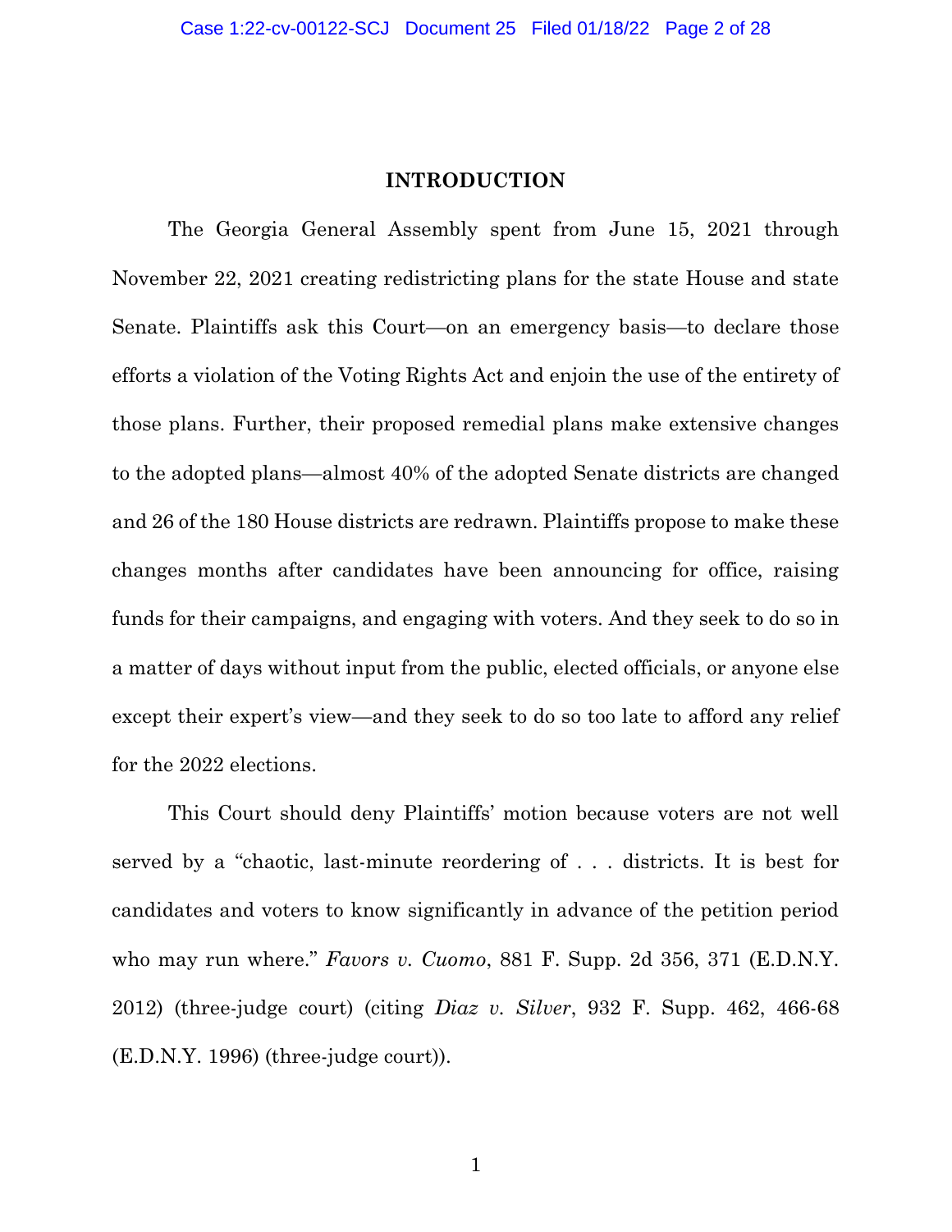## INTRODUCTION

The Georgia General Assembly spent from June 15, 2021 through November 22, 2021 creating redistricting plans for the state House and state Senate. Plaintiffs ask this Court—on an emergency basis—to declare those efforts a violation of the Voting Rights Act and enjoin the use of the entirety of those plans. Further, their proposed remedial plans make extensive changes to the adopted plans—almost 40% of the adopted Senate districts are changed and 26 of the 180 House districts are redrawn. Plaintiffs propose to make these changes months after candidates have been announcing for office, raising funds for their campaigns, and engaging with voters. And they seek to do so in a matter of days without input from the public, elected officials, or anyone else except their expert's view—and they seek to do so too late to afford any relief for the 2022 elections.

This Court should deny Plaintiffs' motion because voters are not well served by a "chaotic, last-minute reordering of . . . districts. It is best for candidates and voters to know significantly in advance of the petition period who may run where." *Favors v. Cuomo*, 881 F. Supp. 2d 356, 371 (E.D.N.Y. 2012) (three-judge court) (citing *Diaz v. Silver*, 932 F. Supp. 462, 466-68 (E.D.N.Y. 1996) (three-judge court)).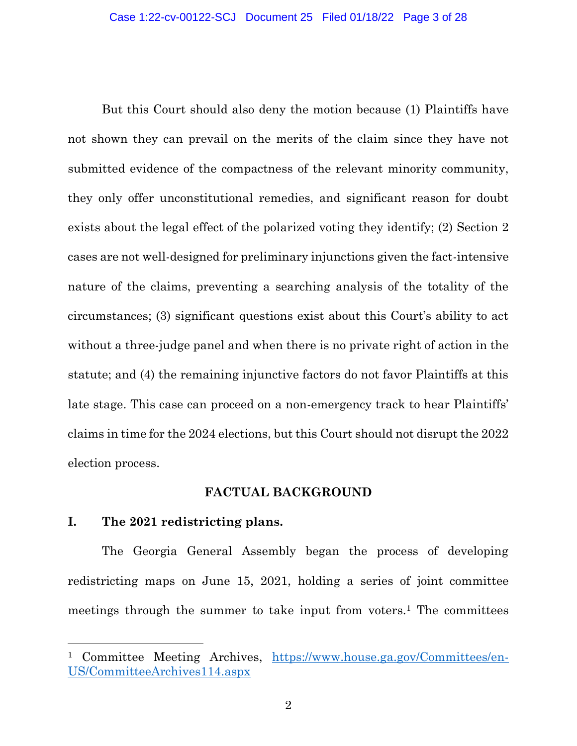But this Court should also deny the motion because (1) Plaintiffs have not shown they can prevail on the merits of the claim since they have not submitted evidence of the compactness of the relevant minority community, they only offer unconstitutional remedies, and significant reason for doubt exists about the legal effect of the polarized voting they identify; (2) Section 2 cases are not well-designed for preliminary injunctions given the fact-intensive nature of the claims, preventing a searching analysis of the totality of the circumstances; (3) significant questions exist about this Court's ability to act without a three-judge panel and when there is no private right of action in the statute; and (4) the remaining injunctive factors do not favor Plaintiffs at this late stage. This case can proceed on a non-emergency track to hear Plaintiffs' claims in time for the 2024 elections, but this Court should not disrupt the 2022 election process.

## FACTUAL BACKGROUND

### I. The 2021 redistricting plans.

The Georgia General Assembly began the process of developing redistricting maps on June 15, 2021, holding a series of joint committee meetings through the summer to take input from voters.[1] The committees

[1] Committee Meeting Archives, https://www.house.ga.gov/Committees/en-US/CommitteeArchives114.aspx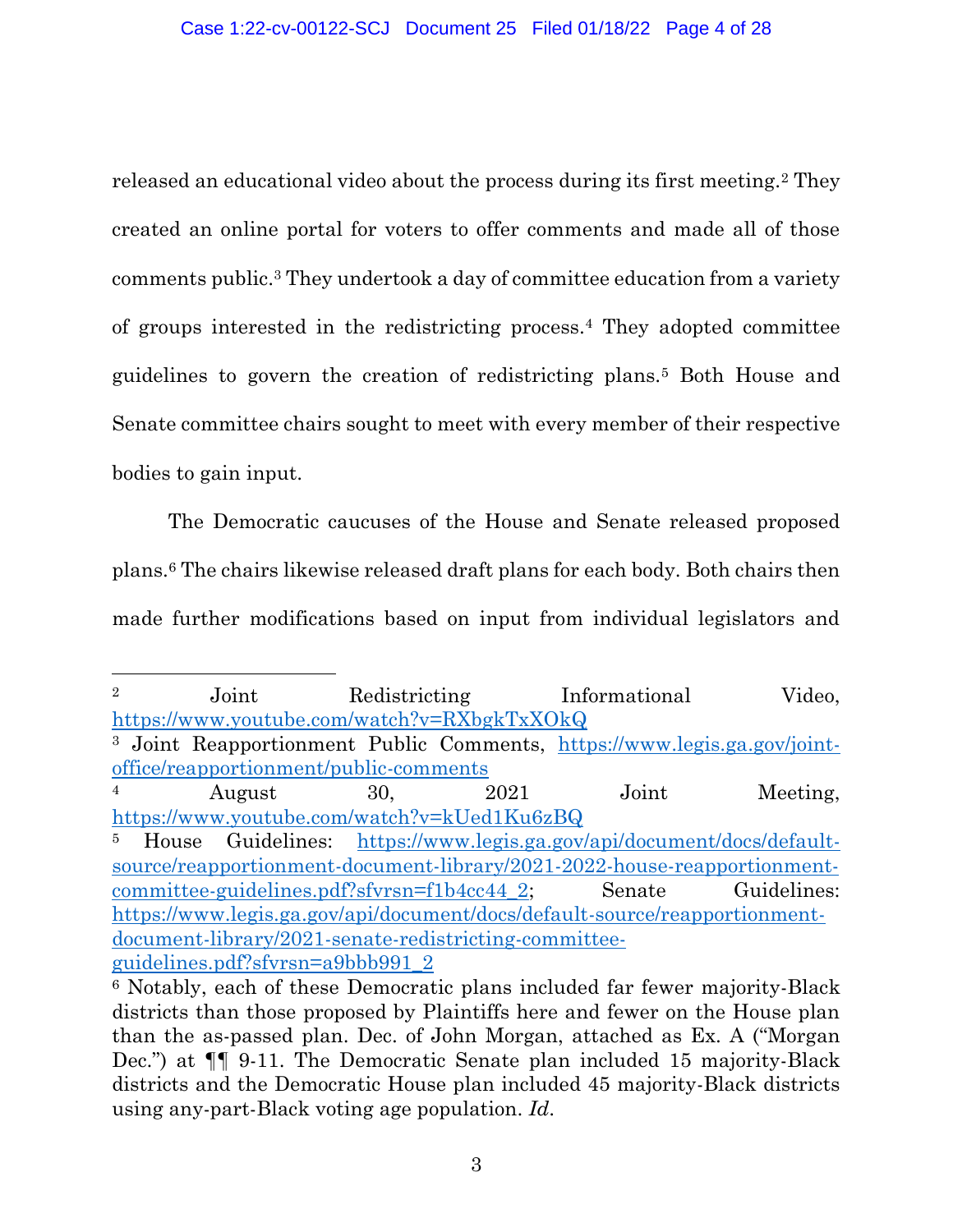released an educational video about the process during its first meeting.[2] They created an online portal for voters to offer comments and made all of those comments public.[3] They undertook a day of committee education from a variety of groups interested in the redistricting process.[4] They adopted committee guidelines to govern the creation of redistricting plans.[5] Both House and Senate committee chairs sought to meet with every member of their respective bodies to gain input.

The Democratic caucuses of the House and Senate released proposed plans.[6] The chairs likewise released draft plans for each body. Both chairs then made further modifications based on input from individual legislators and

---

[2] Joint Redistricting Informational Video, https://www.youtube.com/watch?v=RXbgkTxXOkQ

[3] Joint Reapportionment Public Comments, https://www.legis.ga.gov/joint-office/reapportionment/public-comments

[4] August 30, 2021 Joint Meeting, https://www.youtube.com/watch?v=kUed1Ku6zBQ

[5] House Guidelines: https://www.legis.ga.gov/api/document/docs/default-source/reapportionment-document-library/2021-2022-house-reapportionment-committee-guidelines.pdf?sfvrsn=f1b4cc44_2; Senate Guidelines: https://www.legis.ga.gov/api/document/docs/default-source/reapportionment-document-library/2021-senate-redistricting-committee-guidelines.pdf?sfvrsn=a9bbb991_2

[6] Notably, each of these Democratic plans included far fewer majority-Black districts than those proposed by Plaintiffs here and fewer on the House plan than the as-passed plan. Dec. of John Morgan, attached as Ex. A ("Morgan Dec.") at ¶¶ 9-11. The Democratic Senate plan included 15 majority-Black districts and the Democratic House plan included 45 majority-Black districts using any-part-Black voting age population. *Id.*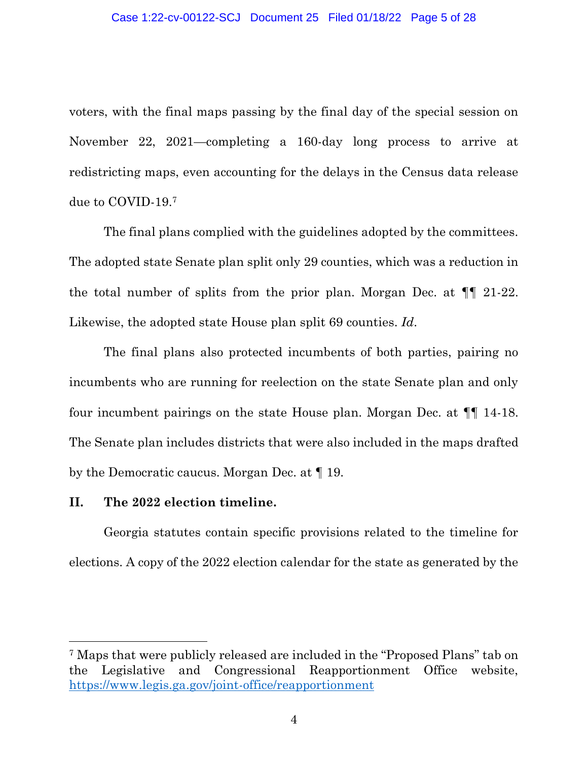voters, with the final maps passing by the final day of the special session on November 22, 2021—completing a 160-day long process to arrive at redistricting maps, even accounting for the delays in the Census data release due to COVID-19.[7]

The final plans complied with the guidelines adopted by the committees. The adopted state Senate plan split only 29 counties, which was a reduction in the total number of splits from the prior plan. Morgan Dec. at ¶¶ 21-22. Likewise, the adopted state House plan split 69 counties. *Id*.

The final plans also protected incumbents of both parties, pairing no incumbents who are running for reelection on the state Senate plan and only four incumbent pairings on the state House plan. Morgan Dec. at ¶¶ 14-18. The Senate plan includes districts that were also included in the maps drafted by the Democratic caucus. Morgan Dec. at ¶ 19.

## II. The 2022 election timeline.

Georgia statutes contain specific provisions related to the timeline for elections. A copy of the 2022 election calendar for the state as generated by the

---

[7] Maps that were publicly released are included in the "Proposed Plans" tab on the Legislative and Congressional Reapportionment Office website, https://www.legis.ga.gov/joint-office/reapportionment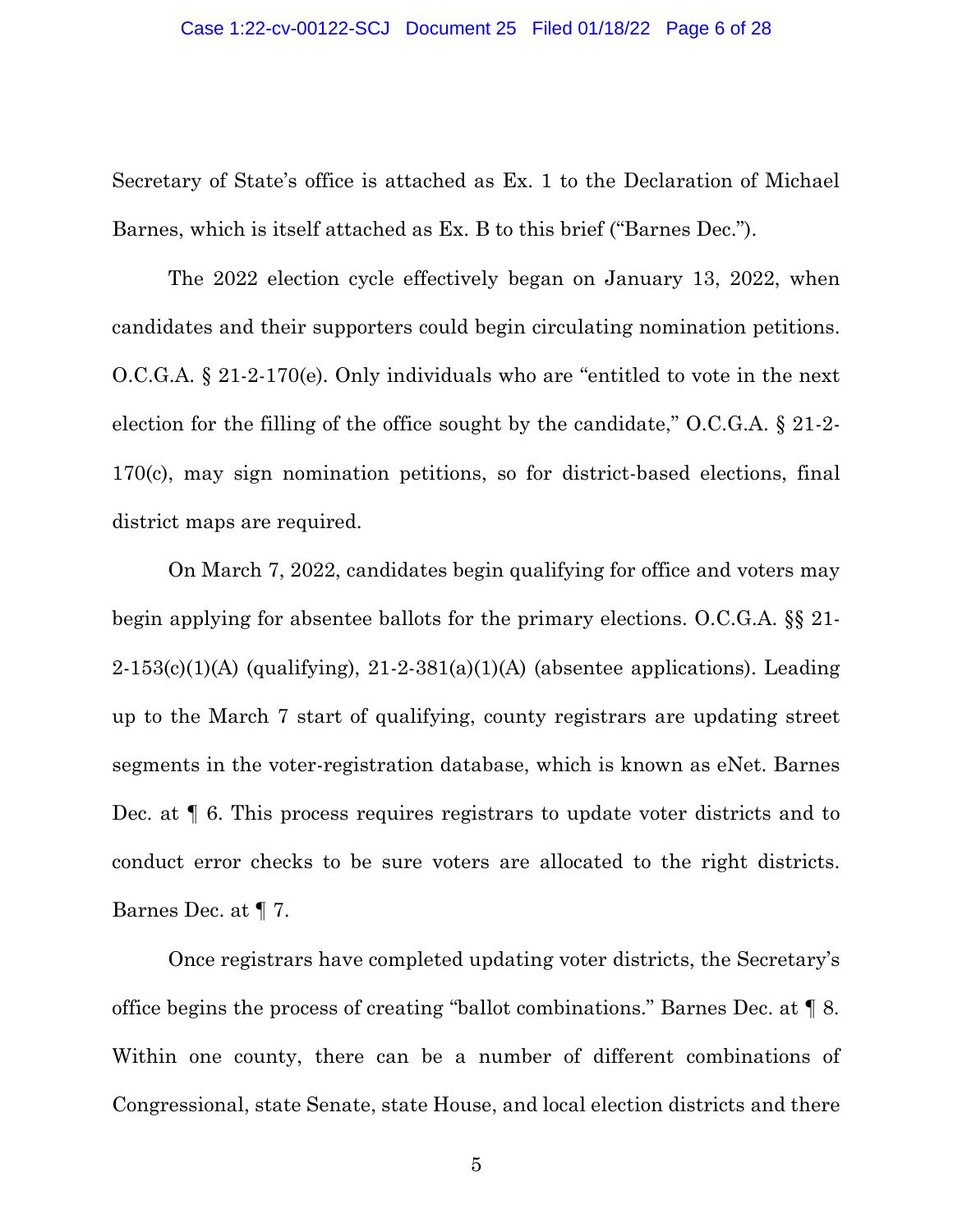Secretary of State's office is attached as Ex. 1 to the Declaration of Michael Barnes, which is itself attached as Ex. B to this brief ("Barnes Dec.").

The 2022 election cycle effectively began on January 13, 2022, when candidates and their supporters could begin circulating nomination petitions. O.C.G.A. § 21-2-170(e). Only individuals who are "entitled to vote in the next election for the filling of the office sought by the candidate," O.C.G.A. § 21-2-170(c), may sign nomination petitions, so for district-based elections, final district maps are required.

On March 7, 2022, candidates begin qualifying for office and voters may begin applying for absentee ballots for the primary elections. O.C.G.A. §§ 21-2-153(c)(1)(A) (qualifying), 21-2-381(a)(1)(A) (absentee applications). Leading up to the March 7 start of qualifying, county registrars are updating street segments in the voter-registration database, which is known as eNet. Barnes Dec. at ¶ 6. This process requires registrars to update voter districts and to conduct error checks to be sure voters are allocated to the right districts. Barnes Dec. at ¶ 7.

Once registrars have completed updating voter districts, the Secretary's office begins the process of creating "ballot combinations." Barnes Dec. at ¶ 8. Within one county, there can be a number of different combinations of Congressional, state Senate, state House, and local election districts and there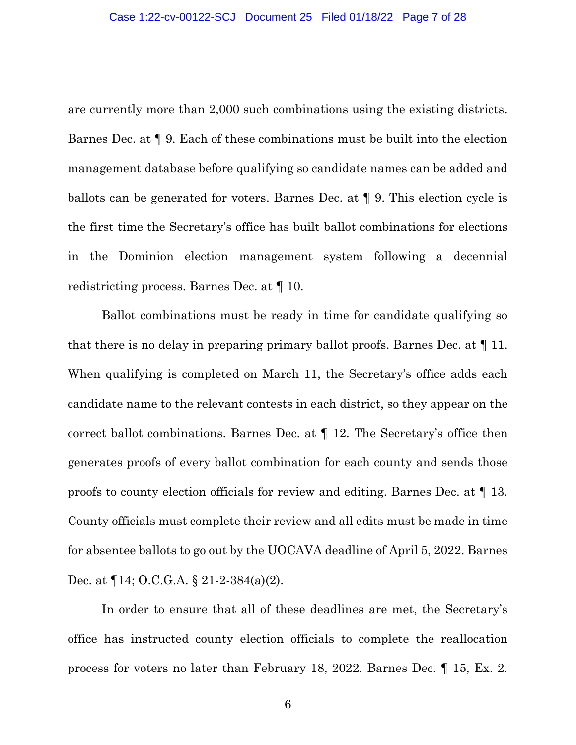are currently more than 2,000 such combinations using the existing districts. Barnes Dec. at ¶ 9. Each of these combinations must be built into the election management database before qualifying so candidate names can be added and ballots can be generated for voters. Barnes Dec. at ¶ 9. This election cycle is the first time the Secretary's office has built ballot combinations for elections in the Dominion election management system following a decennial redistricting process. Barnes Dec. at ¶ 10.

Ballot combinations must be ready in time for candidate qualifying so that there is no delay in preparing primary ballot proofs. Barnes Dec. at ¶ 11. When qualifying is completed on March 11, the Secretary's office adds each candidate name to the relevant contests in each district, so they appear on the correct ballot combinations. Barnes Dec. at ¶ 12. The Secretary's office then generates proofs of every ballot combination for each county and sends those proofs to county election officials for review and editing. Barnes Dec. at ¶ 13. County officials must complete their review and all edits must be made in time for absentee ballots to go out by the UOCAVA deadline of April 5, 2022. Barnes Dec. at ¶14; O.C.G.A. § 21-2-384(a)(2).

In order to ensure that all of these deadlines are met, the Secretary's office has instructed county election officials to complete the reallocation process for voters no later than February 18, 2022. Barnes Dec. ¶ 15, Ex. 2.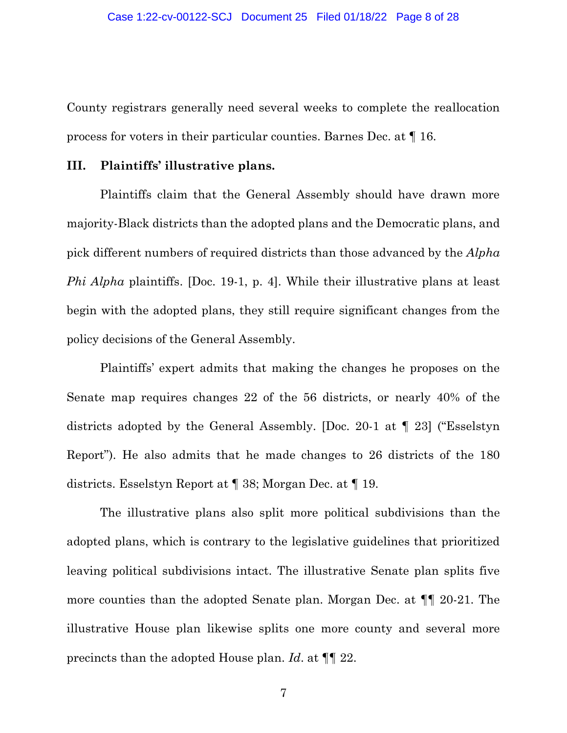County registrars generally need several weeks to complete the reallocation process for voters in their particular counties. Barnes Dec. at ¶ 16.

## III. Plaintiffs' illustrative plans.

Plaintiffs claim that the General Assembly should have drawn more majority-Black districts than the adopted plans and the Democratic plans, and pick different numbers of required districts than those advanced by the *Alpha Phi Alpha* plaintiffs. [Doc. 19-1, p. 4]. While their illustrative plans at least begin with the adopted plans, they still require significant changes from the policy decisions of the General Assembly.

Plaintiffs' expert admits that making the changes he proposes on the Senate map requires changes 22 of the 56 districts, or nearly 40% of the districts adopted by the General Assembly. [Doc. 20-1 at ¶ 23] ("Esselstyn Report"). He also admits that he made changes to 26 districts of the 180 districts. Esselstyn Report at ¶ 38; Morgan Dec. at ¶ 19.

The illustrative plans also split more political subdivisions than the adopted plans, which is contrary to the legislative guidelines that prioritized leaving political subdivisions intact. The illustrative Senate plan splits five more counties than the adopted Senate plan. Morgan Dec. at ¶¶ 20-21. The illustrative House plan likewise splits one more county and several more precincts than the adopted House plan. *Id*. at ¶¶ 22.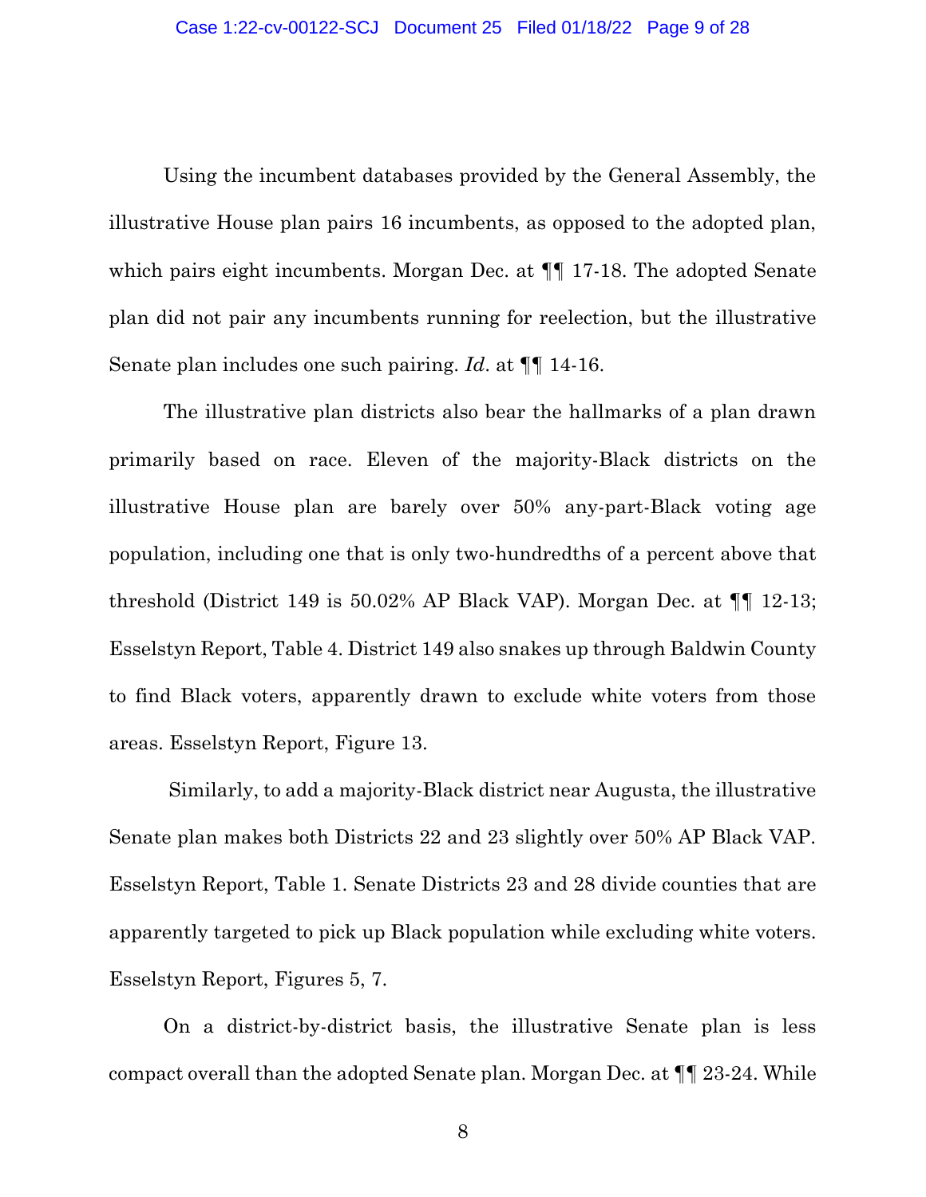Using the incumbent databases provided by the General Assembly, the illustrative House plan pairs 16 incumbents, as opposed to the adopted plan, which pairs eight incumbents. Morgan Dec. at ¶¶ 17-18. The adopted Senate plan did not pair any incumbents running for reelection, but the illustrative Senate plan includes one such pairing. *Id*. at ¶¶ 14-16.

The illustrative plan districts also bear the hallmarks of a plan drawn primarily based on race. Eleven of the majority-Black districts on the illustrative House plan are barely over 50% any-part-Black voting age population, including one that is only two-hundredths of a percent above that threshold (District 149 is 50.02% AP Black VAP). Morgan Dec. at ¶¶ 12-13; Esselstyn Report, Table 4. District 149 also snakes up through Baldwin County to find Black voters, apparently drawn to exclude white voters from those areas. Esselstyn Report, Figure 13.

Similarly, to add a majority-Black district near Augusta, the illustrative Senate plan makes both Districts 22 and 23 slightly over 50% AP Black VAP. Esselstyn Report, Table 1. Senate Districts 23 and 28 divide counties that are apparently targeted to pick up Black population while excluding white voters. Esselstyn Report, Figures 5, 7.

On a district-by-district basis, the illustrative Senate plan is less compact overall than the adopted Senate plan. Morgan Dec. at ¶¶ 23-24. While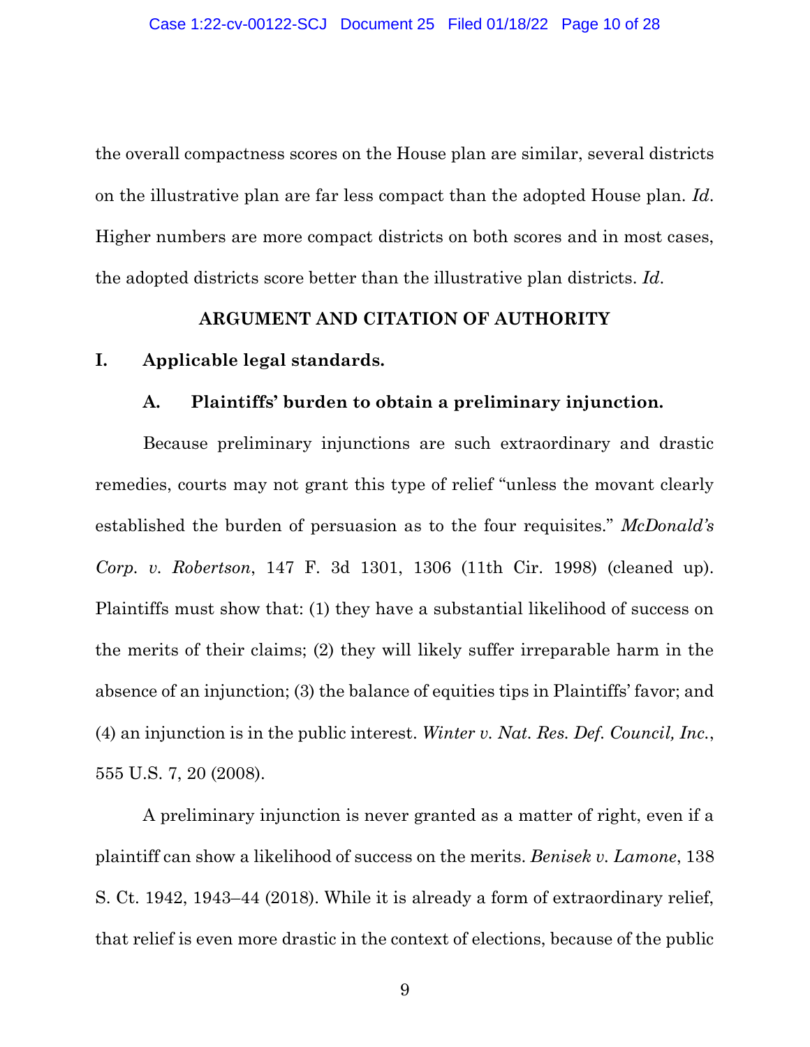the overall compactness scores on the House plan are similar, several districts on the illustrative plan are far less compact than the adopted House plan. *Id*. Higher numbers are more compact districts on both scores and in most cases, the adopted districts score better than the illustrative plan districts. *Id*.

## ARGUMENT AND CITATION OF AUTHORITY

### I. Applicable legal standards.

#### A. Plaintiffs' burden to obtain a preliminary injunction.

Because preliminary injunctions are such extraordinary and drastic remedies, courts may not grant this type of relief "unless the movant clearly established the burden of persuasion as to the four requisites." *McDonald's Corp. v. Robertson*, 147 F. 3d 1301, 1306 (11th Cir. 1998) (cleaned up). Plaintiffs must show that: (1) they have a substantial likelihood of success on the merits of their claims; (2) they will likely suffer irreparable harm in the absence of an injunction; (3) the balance of equities tips in Plaintiffs' favor; and (4) an injunction is in the public interest. *Winter v. Nat. Res. Def. Council, Inc.*, 555 U.S. 7, 20 (2008).

A preliminary injunction is never granted as a matter of right, even if a plaintiff can show a likelihood of success on the merits. *Benisek v. Lamone*, 138 S. Ct. 1942, 1943–44 (2018). While it is already a form of extraordinary relief, that relief is even more drastic in the context of elections, because of the public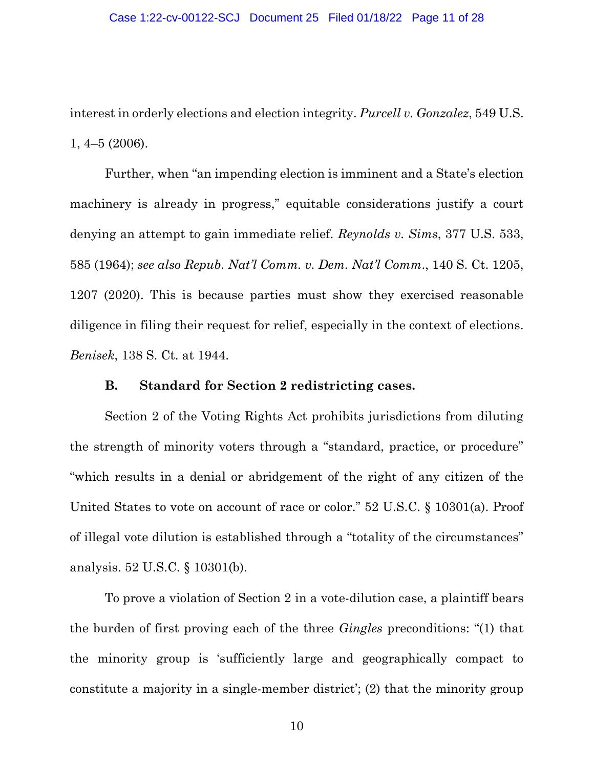interest in orderly elections and election integrity. *Purcell v. Gonzalez*, 549 U.S. 1, 4–5 (2006).

Further, when "an impending election is imminent and a State's election machinery is already in progress," equitable considerations justify a court denying an attempt to gain immediate relief. *Reynolds v. Sims*, 377 U.S. 533, 585 (1964); *see also Repub. Nat'l Comm. v. Dem. Nat'l Comm.*, 140 S. Ct. 1205, 1207 (2020). This is because parties must show they exercised reasonable diligence in filing their request for relief, especially in the context of elections. *Benisek*, 138 S. Ct. at 1944.

### B. Standard for Section 2 redistricting cases.

Section 2 of the Voting Rights Act prohibits jurisdictions from diluting the strength of minority voters through a "standard, practice, or procedure" "which results in a denial or abridgement of the right of any citizen of the United States to vote on account of race or color." 52 U.S.C. § 10301(a). Proof of illegal vote dilution is established through a "totality of the circumstances" analysis. 52 U.S.C. § 10301(b).

To prove a violation of Section 2 in a vote-dilution case, a plaintiff bears the burden of first proving each of the three *Gingles* preconditions: "(1) that the minority group is 'sufficiently large and geographically compact to constitute a majority in a single-member district'; (2) that the minority group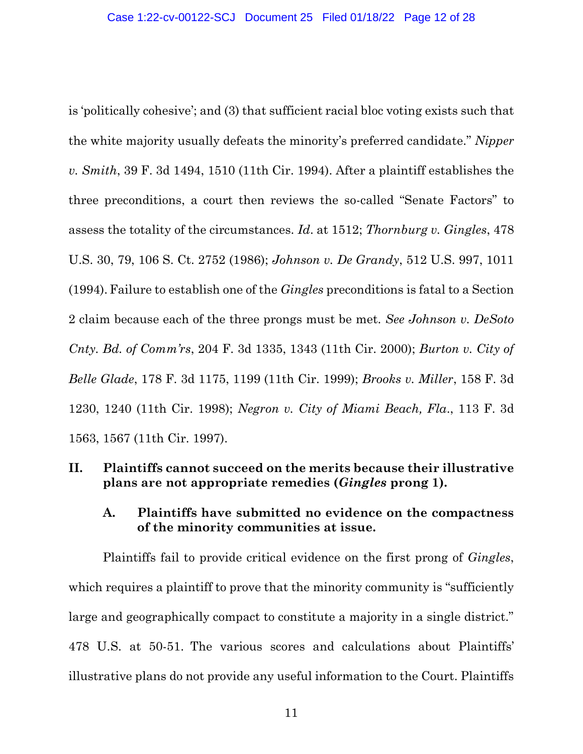is 'politically cohesive'; and (3) that sufficient racial bloc voting exists such that the white majority usually defeats the minority's preferred candidate." *Nipper v. Smith*, 39 F. 3d 1494, 1510 (11th Cir. 1994). After a plaintiff establishes the three preconditions, a court then reviews the so-called "Senate Factors" to assess the totality of the circumstances. *Id*. at 1512; *Thornburg v. Gingles*, 478 U.S. 30, 79, 106 S. Ct. 2752 (1986); *Johnson v. De Grandy*, 512 U.S. 997, 1011 (1994). Failure to establish one of the *Gingles* preconditions is fatal to a Section 2 claim because each of the three prongs must be met. *See Johnson v. DeSoto Cnty. Bd. of Comm'rs*, 204 F. 3d 1335, 1343 (11th Cir. 2000); *Burton v. City of Belle Glade*, 178 F. 3d 1175, 1199 (11th Cir. 1999); *Brooks v. Miller*, 158 F. 3d 1230, 1240 (11th Cir. 1998); *Negron v. City of Miami Beach, Fla*., 113 F. 3d 1563, 1567 (11th Cir. 1997).

## II. Plaintiffs cannot succeed on the merits because their illustrative plans are not appropriate remedies (*Gingles* prong 1).

### A. Plaintiffs have submitted no evidence on the compactness of the minority communities at issue.

Plaintiffs fail to provide critical evidence on the first prong of *Gingles*, which requires a plaintiff to prove that the minority community is "sufficiently large and geographically compact to constitute a majority in a single district." 478 U.S. at 50-51. The various scores and calculations about Plaintiffs' illustrative plans do not provide any useful information to the Court. Plaintiffs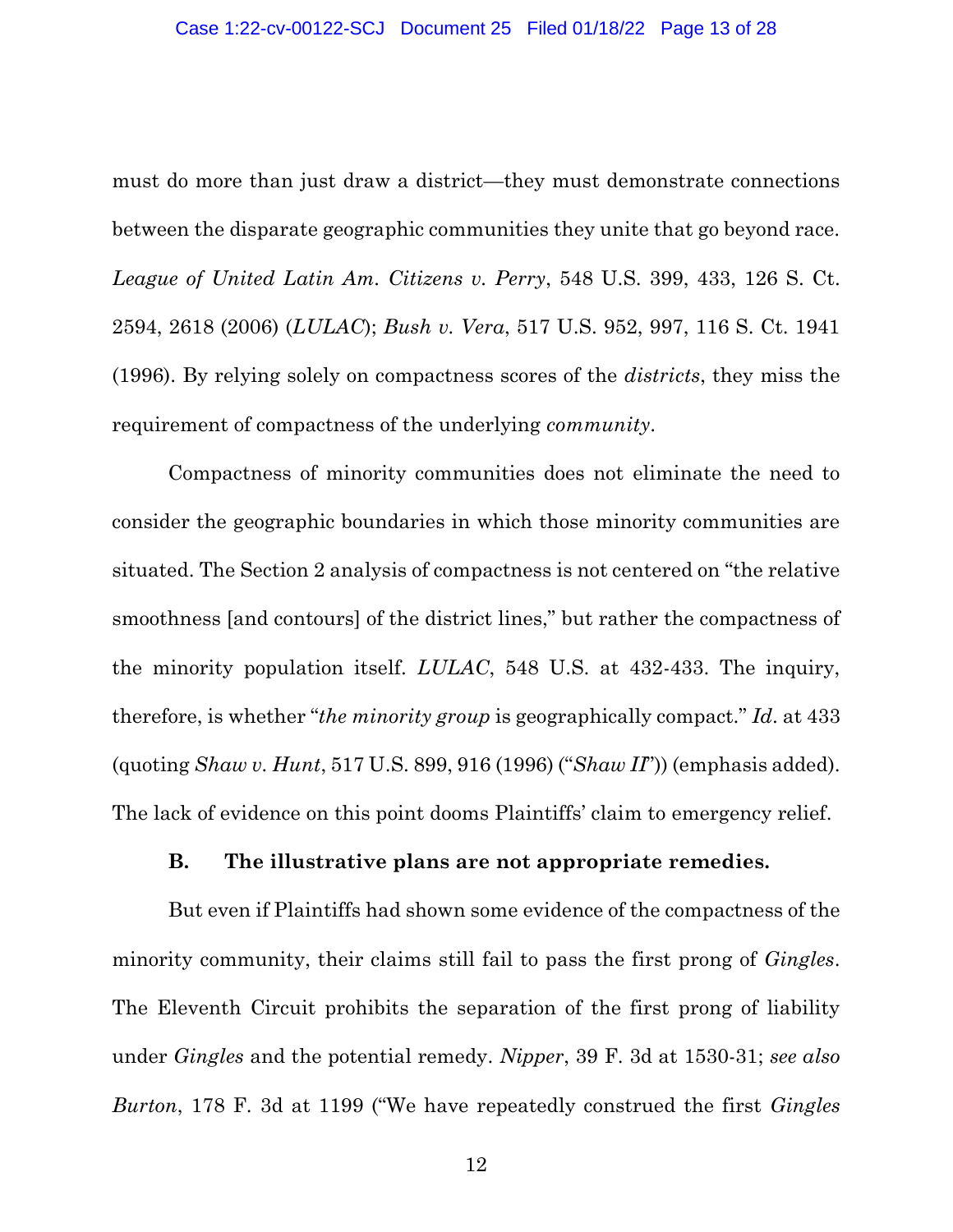must do more than just draw a district—they must demonstrate connections between the disparate geographic communities they unite that go beyond race. *League of United Latin Am. Citizens v. Perry*, 548 U.S. 399, 433, 126 S. Ct. 2594, 2618 (2006) (*LULAC*); *Bush v. Vera*, 517 U.S. 952, 997, 116 S. Ct. 1941 (1996). By relying solely on compactness scores of the *districts*, they miss the requirement of compactness of the underlying *community*.

Compactness of minority communities does not eliminate the need to consider the geographic boundaries in which those minority communities are situated. The Section 2 analysis of compactness is not centered on "the relative smoothness [and contours] of the district lines," but rather the compactness of the minority population itself. *LULAC*, 548 U.S. at 432-433. The inquiry, therefore, is whether "*the minority group* is geographically compact." *Id*. at 433 (quoting *Shaw v. Hunt*, 517 U.S. 899, 916 (1996) ("*Shaw II*")) (emphasis added). The lack of evidence on this point dooms Plaintiffs' claim to emergency relief.

### B. The illustrative plans are not appropriate remedies.

But even if Plaintiffs had shown some evidence of the compactness of the minority community, their claims still fail to pass the first prong of *Gingles*. The Eleventh Circuit prohibits the separation of the first prong of liability under *Gingles* and the potential remedy. *Nipper*, 39 F. 3d at 1530-31; *see also Burton*, 178 F. 3d at 1199 ("We have repeatedly construed the first *Gingles*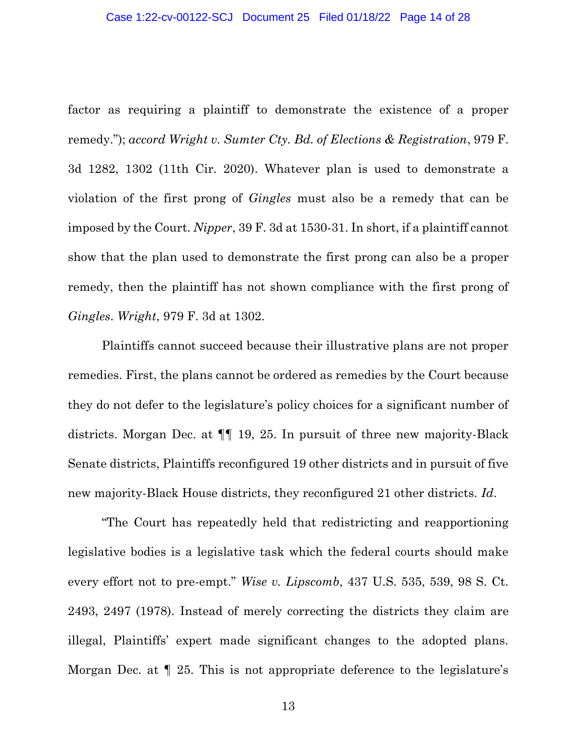factor as requiring a plaintiff to demonstrate the existence of a proper remedy."); *accord Wright v. Sumter Cty. Bd. of Elections & Registration*, 979 F. 3d 1282, 1302 (11th Cir. 2020). Whatever plan is used to demonstrate a violation of the first prong of *Gingles* must also be a remedy that can be imposed by the Court. *Nipper*, 39 F. 3d at 1530-31. In short, if a plaintiff cannot show that the plan used to demonstrate the first prong can also be a proper remedy, then the plaintiff has not shown compliance with the first prong of *Gingles*. *Wright*, 979 F. 3d at 1302.

Plaintiffs cannot succeed because their illustrative plans are not proper remedies. First, the plans cannot be ordered as remedies by the Court because they do not defer to the legislature's policy choices for a significant number of districts. Morgan Dec. at ¶¶ 19, 25. In pursuit of three new majority-Black Senate districts, Plaintiffs reconfigured 19 other districts and in pursuit of five new majority-Black House districts, they reconfigured 21 other districts. *Id*.

"The Court has repeatedly held that redistricting and reapportioning legislative bodies is a legislative task which the federal courts should make every effort not to pre-empt." *Wise v. Lipscomb*, 437 U.S. 535, 539, 98 S. Ct. 2493, 2497 (1978). Instead of merely correcting the districts they claim are illegal, Plaintiffs' expert made significant changes to the adopted plans. Morgan Dec. at ¶ 25. This is not appropriate deference to the legislature's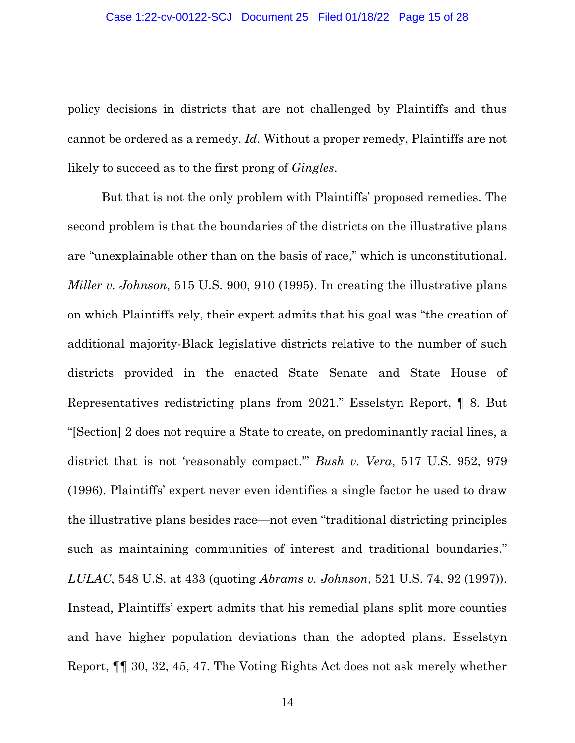policy decisions in districts that are not challenged by Plaintiffs and thus cannot be ordered as a remedy. *Id*. Without a proper remedy, Plaintiffs are not likely to succeed as to the first prong of *Gingles*.

But that is not the only problem with Plaintiffs' proposed remedies. The second problem is that the boundaries of the districts on the illustrative plans are "unexplainable other than on the basis of race," which is unconstitutional. *Miller v. Johnson*, 515 U.S. 900, 910 (1995). In creating the illustrative plans on which Plaintiffs rely, their expert admits that his goal was "the creation of additional majority-Black legislative districts relative to the number of such districts provided in the enacted State Senate and State House of Representatives redistricting plans from 2021." Esselstyn Report, ¶ 8. But "[Section] 2 does not require a State to create, on predominantly racial lines, a district that is not 'reasonably compact.'" *Bush v. Vera*, 517 U.S. 952, 979 (1996). Plaintiffs' expert never even identifies a single factor he used to draw the illustrative plans besides race—not even "traditional districting principles such as maintaining communities of interest and traditional boundaries." *LULAC*, 548 U.S. at 433 (quoting *Abrams v. Johnson*, 521 U.S. 74, 92 (1997)). Instead, Plaintiffs' expert admits that his remedial plans split more counties and have higher population deviations than the adopted plans. Esselstyn Report, ¶¶ 30, 32, 45, 47. The Voting Rights Act does not ask merely whether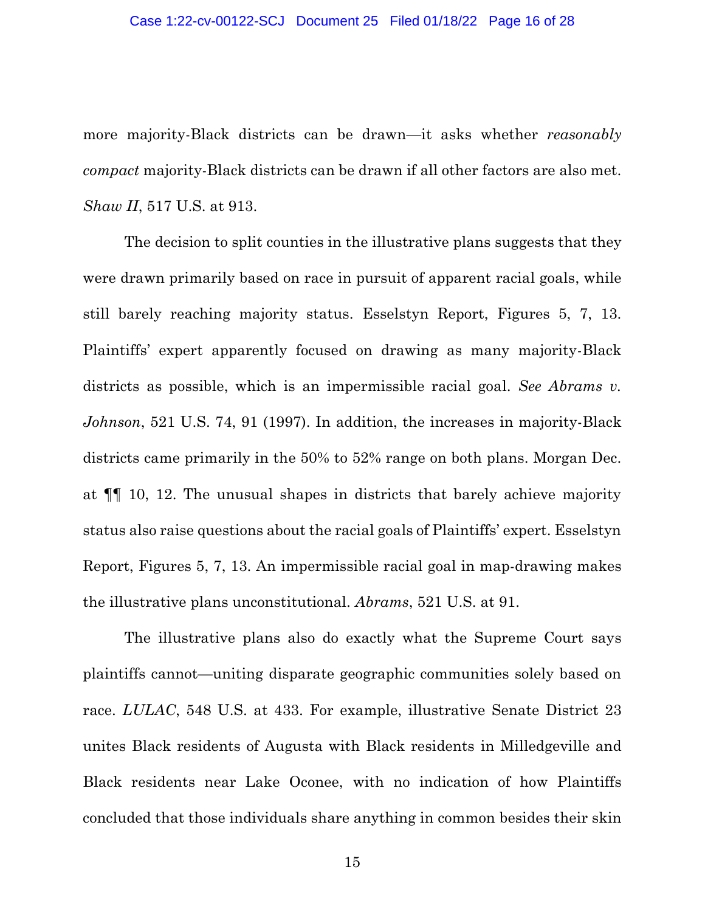more majority-Black districts can be drawn—it asks whether *reasonably compact* majority-Black districts can be drawn if all other factors are also met. *Shaw II*, 517 U.S. at 913.

The decision to split counties in the illustrative plans suggests that they were drawn primarily based on race in pursuit of apparent racial goals, while still barely reaching majority status. Esselstyn Report, Figures 5, 7, 13. Plaintiffs' expert apparently focused on drawing as many majority-Black districts as possible, which is an impermissible racial goal. *See Abrams v. Johnson*, 521 U.S. 74, 91 (1997). In addition, the increases in majority-Black districts came primarily in the 50% to 52% range on both plans. Morgan Dec. at ¶¶ 10, 12. The unusual shapes in districts that barely achieve majority status also raise questions about the racial goals of Plaintiffs' expert. Esselstyn Report, Figures 5, 7, 13. An impermissible racial goal in map-drawing makes the illustrative plans unconstitutional. *Abrams*, 521 U.S. at 91.

The illustrative plans also do exactly what the Supreme Court says plaintiffs cannot—uniting disparate geographic communities solely based on race. *LULAC*, 548 U.S. at 433. For example, illustrative Senate District 23 unites Black residents of Augusta with Black residents in Milledgeville and Black residents near Lake Oconee, with no indication of how Plaintiffs concluded that those individuals share anything in common besides their skin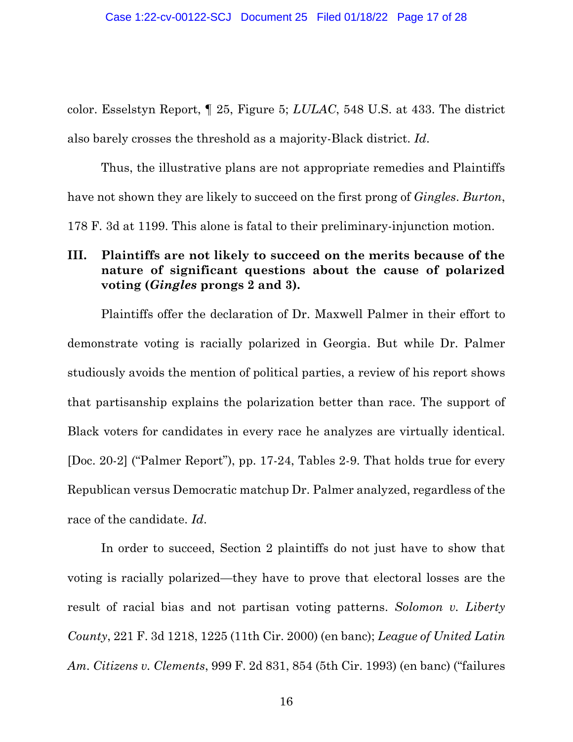color. Esselstyn Report, ¶ 25, Figure 5; *LULAC*, 548 U.S. at 433. The district also barely crosses the threshold as a majority-Black district. *Id*.

Thus, the illustrative plans are not appropriate remedies and Plaintiffs have not shown they are likely to succeed on the first prong of *Gingles*. *Burton*, 178 F. 3d at 1199. This alone is fatal to their preliminary-injunction motion.

### III. Plaintiffs are not likely to succeed on the merits because of the nature of significant questions about the cause of polarized voting (*Gingles* prongs 2 and 3).

Plaintiffs offer the declaration of Dr. Maxwell Palmer in their effort to demonstrate voting is racially polarized in Georgia. But while Dr. Palmer studiously avoids the mention of political parties, a review of his report shows that partisanship explains the polarization better than race. The support of Black voters for candidates in every race he analyzes are virtually identical. [Doc. 20-2] ("Palmer Report"), pp. 17-24, Tables 2-9. That holds true for every Republican versus Democratic matchup Dr. Palmer analyzed, regardless of the race of the candidate. *Id*.

In order to succeed, Section 2 plaintiffs do not just have to show that voting is racially polarized—they have to prove that electoral losses are the result of racial bias and not partisan voting patterns. *Solomon v. Liberty County*, 221 F. 3d 1218, 1225 (11th Cir. 2000) (en banc); *League of United Latin Am. Citizens v. Clements*, 999 F. 2d 831, 854 (5th Cir. 1993) (en banc) ("failures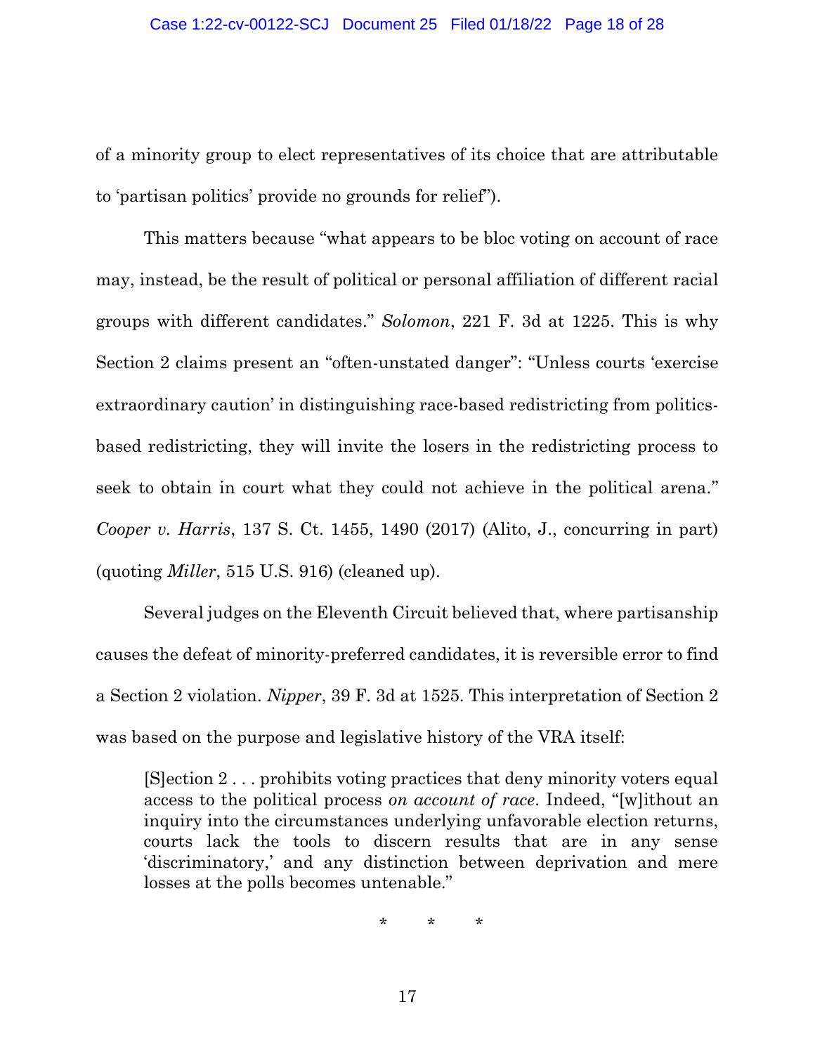of a minority group to elect representatives of its choice that are attributable to 'partisan politics' provide no grounds for relief").

This matters because "what appears to be bloc voting on account of race may, instead, be the result of political or personal affiliation of different racial groups with different candidates." *Solomon*, 221 F. 3d at 1225. This is why Section 2 claims present an "often-unstated danger": "Unless courts 'exercise extraordinary caution' in distinguishing race-based redistricting from politics-based redistricting, they will invite the losers in the redistricting process to seek to obtain in court what they could not achieve in the political arena." *Cooper v. Harris*, 137 S. Ct. 1455, 1490 (2017) (Alito, J., concurring in part) (quoting *Miller*, 515 U.S. 916) (cleaned up).

Several judges on the Eleventh Circuit believed that, where partisanship causes the defeat of minority-preferred candidates, it is reversible error to find a Section 2 violation. *Nipper*, 39 F. 3d at 1525. This interpretation of Section 2 was based on the purpose and legislative history of the VRA itself:

> [S]ection 2 . . . prohibits voting practices that deny minority voters equal access to the political process *on account of race*. Indeed, "[w]ithout an inquiry into the circumstances underlying unfavorable election returns, courts lack the tools to discern results that are in any sense 'discriminatory,' and any distinction between deprivation and mere losses at the polls becomes untenable."

\*   \*   \*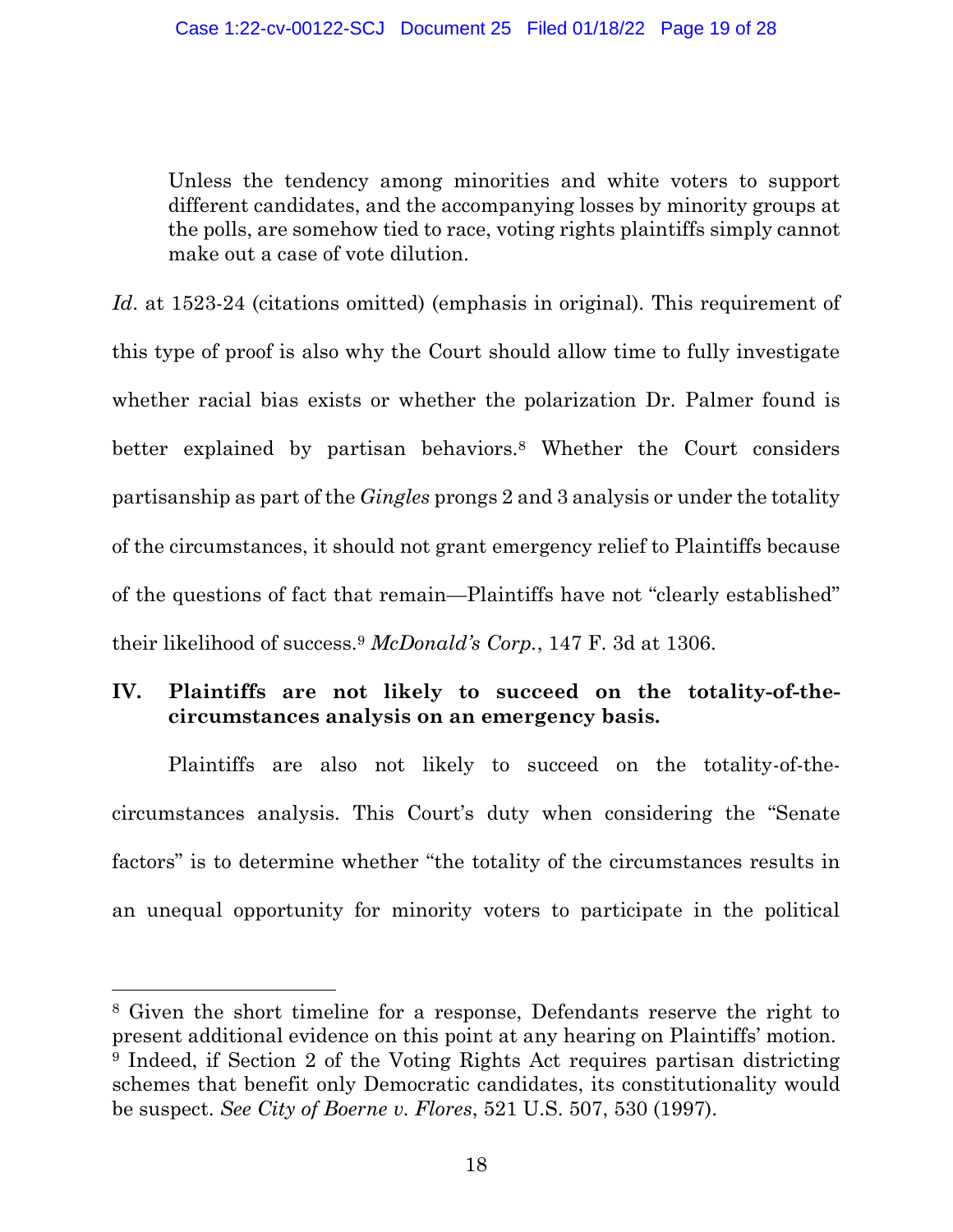> Unless the tendency among minorities and white voters to support different candidates, and the accompanying losses by minority groups at the polls, are somehow tied to race, voting rights plaintiffs simply cannot make out a case of vote dilution.

*Id*. at 1523-24 (citations omitted) (emphasis in original). This requirement of this type of proof is also why the Court should allow time to fully investigate whether racial bias exists or whether the polarization Dr. Palmer found is better explained by partisan behaviors.[8] Whether the Court considers partisanship as part of the *Gingles* prongs 2 and 3 analysis or under the totality of the circumstances, it should not grant emergency relief to Plaintiffs because of the questions of fact that remain—Plaintiffs have not "clearly established" their likelihood of success.[9] *McDonald's Corp.*, 147 F. 3d at 1306.

## IV. Plaintiffs are not likely to succeed on the totality-of-the-circumstances analysis on an emergency basis.

Plaintiffs are also not likely to succeed on the totality-of-the-circumstances analysis. This Court's duty when considering the "Senate factors" is to determine whether "the totality of the circumstances results in an unequal opportunity for minority voters to participate in the political

---

[8] Given the short timeline for a response, Defendants reserve the right to present additional evidence on this point at any hearing on Plaintiffs' motion.

[9] Indeed, if Section 2 of the Voting Rights Act requires partisan districting schemes that benefit only Democratic candidates, its constitutionality would be suspect. *See City of Boerne v. Flores*, 521 U.S. 507, 530 (1997).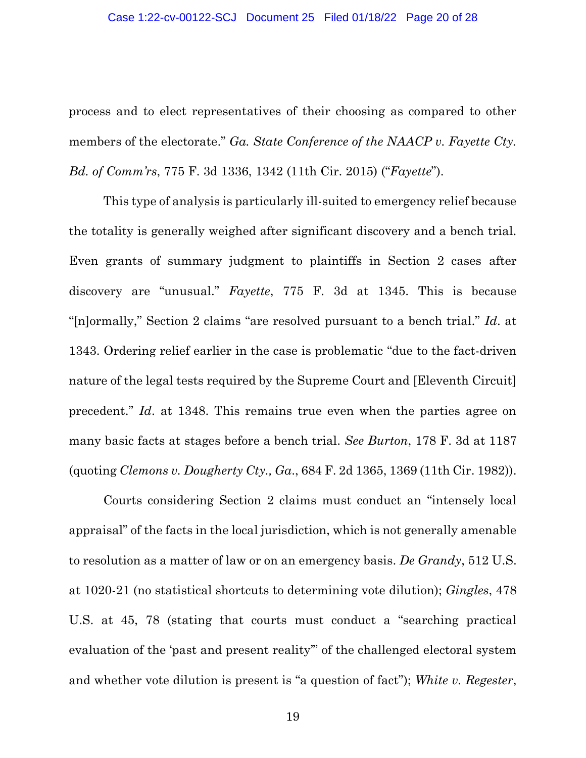process and to elect representatives of their choosing as compared to other members of the electorate." *Ga. State Conference of the NAACP v. Fayette Cty. Bd. of Comm'rs*, 775 F. 3d 1336, 1342 (11th Cir. 2015) ("*Fayette*").

This type of analysis is particularly ill-suited to emergency relief because the totality is generally weighed after significant discovery and a bench trial. Even grants of summary judgment to plaintiffs in Section 2 cases after discovery are "unusual." *Fayette*, 775 F. 3d at 1345. This is because "[n]ormally," Section 2 claims "are resolved pursuant to a bench trial." *Id*. at 1343. Ordering relief earlier in the case is problematic "due to the fact-driven nature of the legal tests required by the Supreme Court and [Eleventh Circuit] precedent." *Id*. at 1348. This remains true even when the parties agree on many basic facts at stages before a bench trial. *See Burton*, 178 F. 3d at 1187 (quoting *Clemons v. Dougherty Cty., Ga.*, 684 F. 2d 1365, 1369 (11th Cir. 1982)).

Courts considering Section 2 claims must conduct an "intensely local appraisal" of the facts in the local jurisdiction, which is not generally amenable to resolution as a matter of law or on an emergency basis. *De Grandy*, 512 U.S. at 1020-21 (no statistical shortcuts to determining vote dilution); *Gingles*, 478 U.S. at 45, 78 (stating that courts must conduct a "searching practical evaluation of the 'past and present reality'" of the challenged electoral system and whether vote dilution is present is "a question of fact"); *White v. Regester*,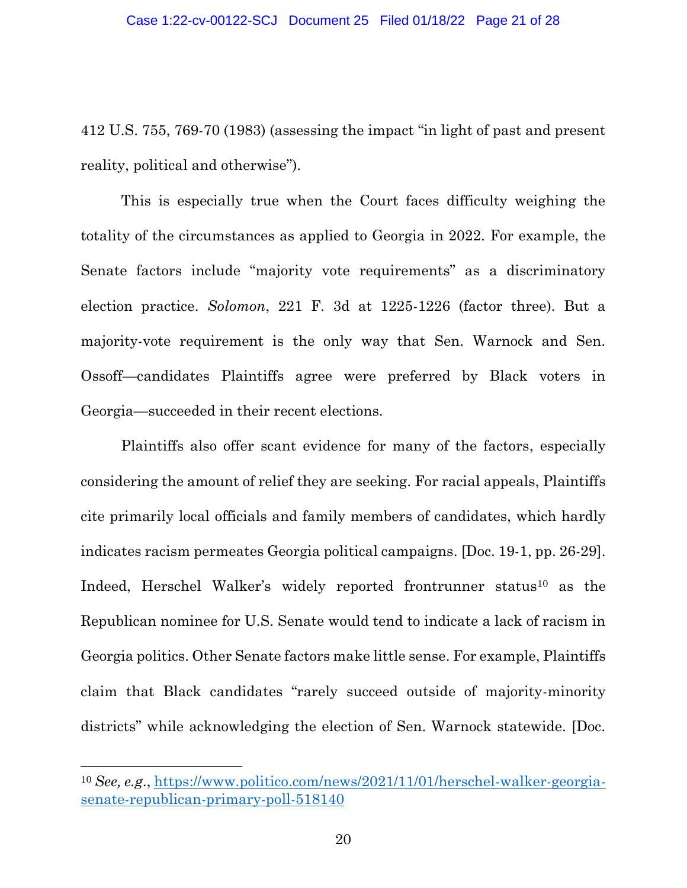412 U.S. 755, 769-70 (1983) (assessing the impact "in light of past and present reality, political and otherwise").

This is especially true when the Court faces difficulty weighing the totality of the circumstances as applied to Georgia in 2022. For example, the Senate factors include "majority vote requirements" as a discriminatory election practice. *Solomon*, 221 F. 3d at 1225-1226 (factor three). But a majority-vote requirement is the only way that Sen. Warnock and Sen. Ossoff—candidates Plaintiffs agree were preferred by Black voters in Georgia—succeeded in their recent elections.

Plaintiffs also offer scant evidence for many of the factors, especially considering the amount of relief they are seeking. For racial appeals, Plaintiffs cite primarily local officials and family members of candidates, which hardly indicates racism permeates Georgia political campaigns. [Doc. 19-1, pp. 26-29]. Indeed, Herschel Walker's widely reported frontrunner status[10] as the Republican nominee for U.S. Senate would tend to indicate a lack of racism in Georgia politics. Other Senate factors make little sense. For example, Plaintiffs claim that Black candidates "rarely succeed outside of majority-minority districts" while acknowledging the election of Sen. Warnock statewide. [Doc.

[10] *See, e.g.*, https://www.politico.com/news/2021/11/01/herschel-walker-georgia-senate-republican-primary-poll-518140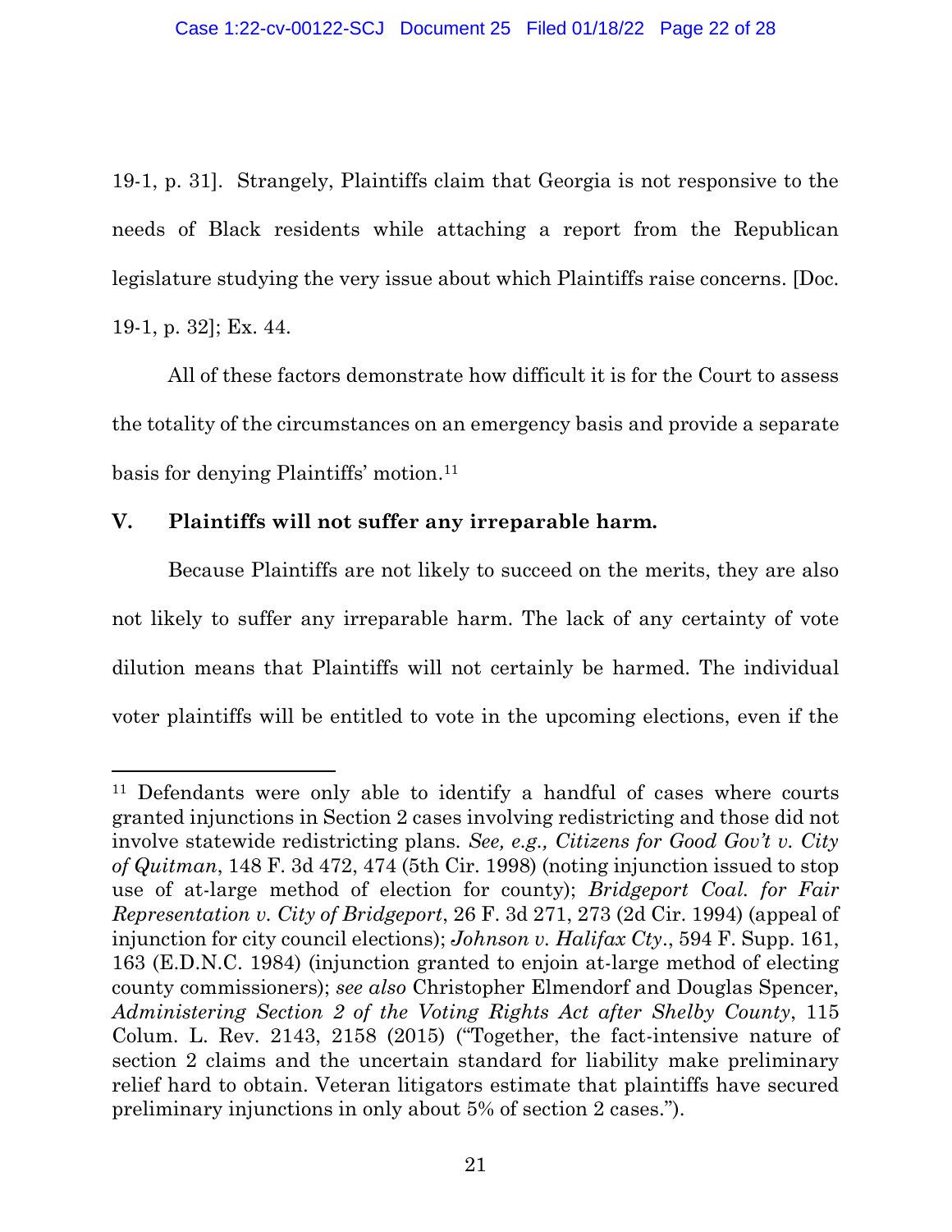19-1, p. 31]. Strangely, Plaintiffs claim that Georgia is not responsive to the needs of Black residents while attaching a report from the Republican legislature studying the very issue about which Plaintiffs raise concerns. [Doc. 19-1, p. 32]; Ex. 44.

All of these factors demonstrate how difficult it is for the Court to assess the totality of the circumstances on an emergency basis and provide a separate basis for denying Plaintiffs' motion.[11]

## V. Plaintiffs will not suffer any irreparable harm.

Because Plaintiffs are not likely to succeed on the merits, they are also not likely to suffer any irreparable harm. The lack of any certainty of vote dilution means that Plaintiffs will not certainly be harmed. The individual voter plaintiffs will be entitled to vote in the upcoming elections, even if the

---

[11] Defendants were only able to identify a handful of cases where courts granted injunctions in Section 2 cases involving redistricting and those did not involve statewide redistricting plans. *See, e.g., Citizens for Good Gov't v. City of Quitman*, 148 F. 3d 472, 474 (5th Cir. 1998) (noting injunction issued to stop use of at-large method of election for county); *Bridgeport Coal. for Fair Representation v. City of Bridgeport*, 26 F. 3d 271, 273 (2d Cir. 1994) (appeal of injunction for city council elections); *Johnson v. Halifax Cty*., 594 F. Supp. 161, 163 (E.D.N.C. 1984) (injunction granted to enjoin at-large method of electing county commissioners); *see also* Christopher Elmendorf and Douglas Spencer, *Administering Section 2 of the Voting Rights Act after Shelby County*, 115 Colum. L. Rev. 2143, 2158 (2015) ("Together, the fact-intensive nature of section 2 claims and the uncertain standard for liability make preliminary relief hard to obtain. Veteran litigators estimate that plaintiffs have secured preliminary injunctions in only about 5% of section 2 cases.").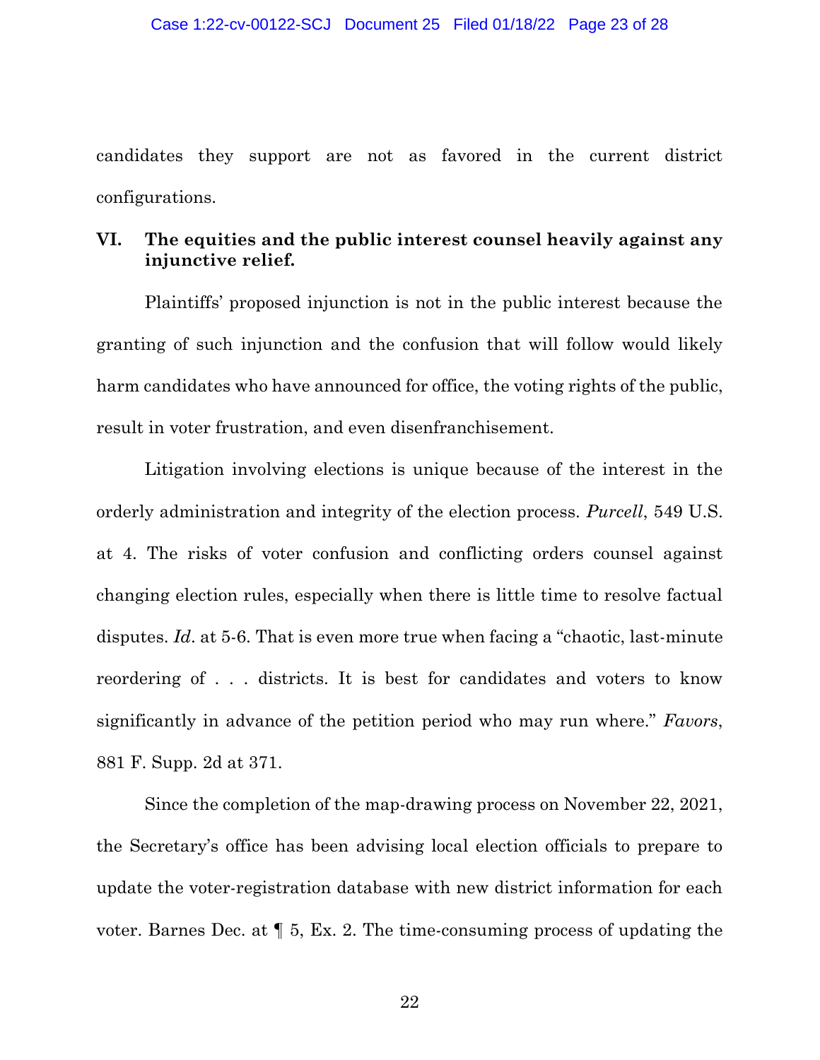candidates they support are not as favored in the current district configurations.

## VI. The equities and the public interest counsel heavily against any injunctive relief.

Plaintiffs' proposed injunction is not in the public interest because the granting of such injunction and the confusion that will follow would likely harm candidates who have announced for office, the voting rights of the public, result in voter frustration, and even disenfranchisement.

Litigation involving elections is unique because of the interest in the orderly administration and integrity of the election process. *Purcell*, 549 U.S. at 4. The risks of voter confusion and conflicting orders counsel against changing election rules, especially when there is little time to resolve factual disputes. *Id*. at 5-6. That is even more true when facing a "chaotic, last-minute reordering of . . . districts. It is best for candidates and voters to know significantly in advance of the petition period who may run where." *Favors*, 881 F. Supp. 2d at 371.

Since the completion of the map-drawing process on November 22, 2021, the Secretary's office has been advising local election officials to prepare to update the voter-registration database with new district information for each voter. Barnes Dec. at ¶ 5, Ex. 2. The time-consuming process of updating the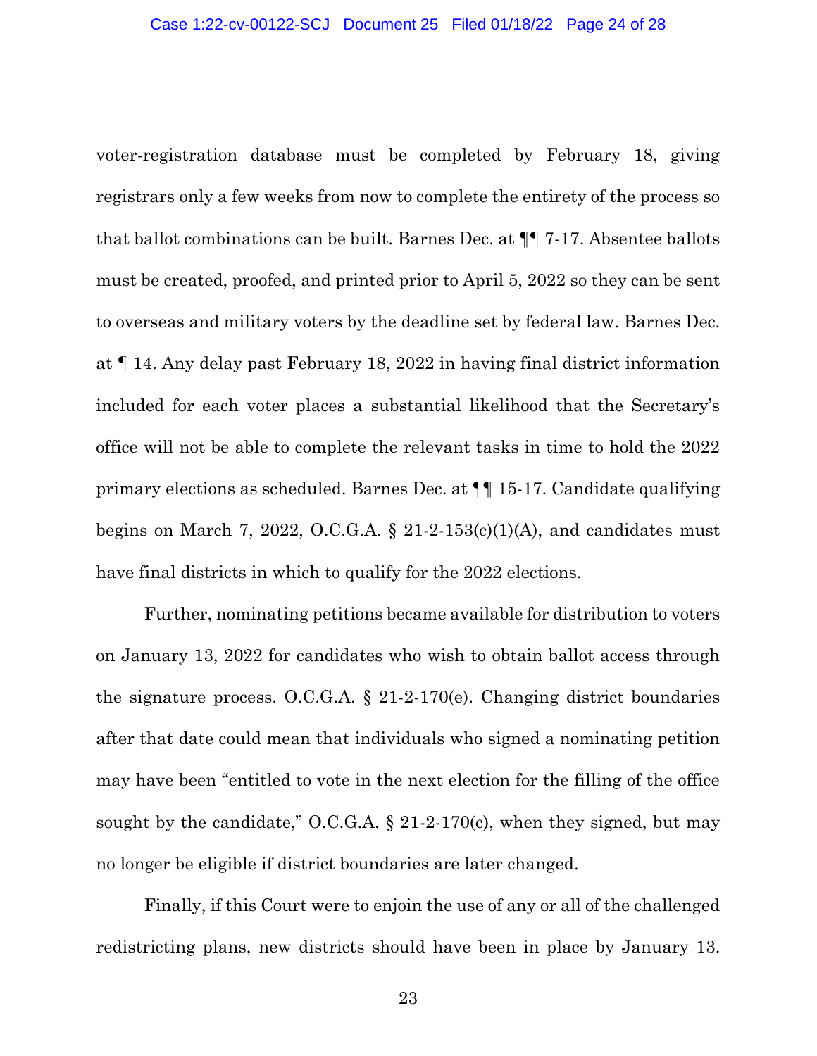voter-registration database must be completed by February 18, giving registrars only a few weeks from now to complete the entirety of the process so that ballot combinations can be built. Barnes Dec. at ¶¶ 7-17. Absentee ballots must be created, proofed, and printed prior to April 5, 2022 so they can be sent to overseas and military voters by the deadline set by federal law. Barnes Dec. at ¶ 14. Any delay past February 18, 2022 in having final district information included for each voter places a substantial likelihood that the Secretary's office will not be able to complete the relevant tasks in time to hold the 2022 primary elections as scheduled. Barnes Dec. at ¶¶ 15-17. Candidate qualifying begins on March 7, 2022, O.C.G.A. § 21-2-153(c)(1)(A), and candidates must have final districts in which to qualify for the 2022 elections.

Further, nominating petitions became available for distribution to voters on January 13, 2022 for candidates who wish to obtain ballot access through the signature process. O.C.G.A. § 21-2-170(e). Changing district boundaries after that date could mean that individuals who signed a nominating petition may have been "entitled to vote in the next election for the filling of the office sought by the candidate," O.C.G.A. § 21-2-170(c), when they signed, but may no longer be eligible if district boundaries are later changed.

Finally, if this Court were to enjoin the use of any or all of the challenged redistricting plans, new districts should have been in place by January 13.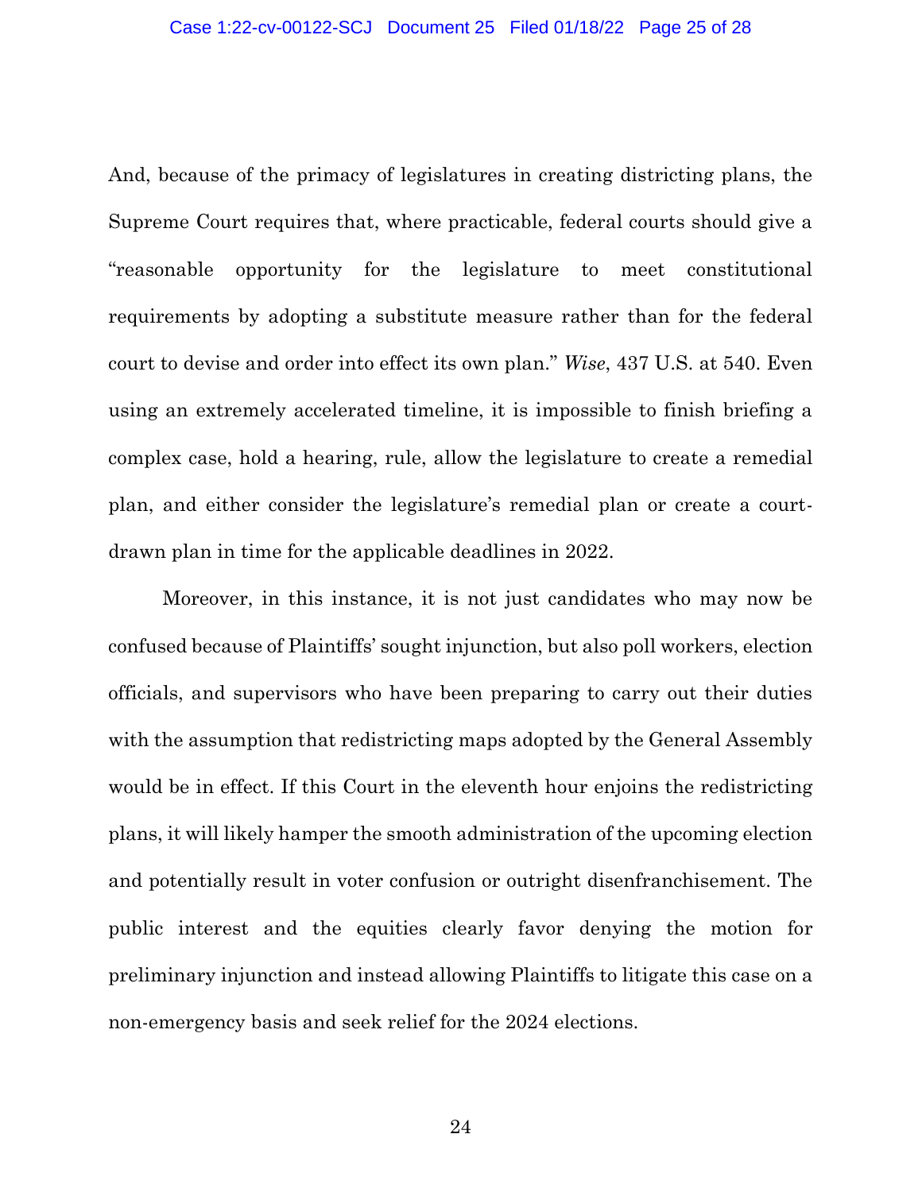And, because of the primacy of legislatures in creating districting plans, the Supreme Court requires that, where practicable, federal courts should give a "reasonable opportunity for the legislature to meet constitutional requirements by adopting a substitute measure rather than for the federal court to devise and order into effect its own plan." *Wise*, 437 U.S. at 540. Even using an extremely accelerated timeline, it is impossible to finish briefing a complex case, hold a hearing, rule, allow the legislature to create a remedial plan, and either consider the legislature's remedial plan or create a court-drawn plan in time for the applicable deadlines in 2022.

Moreover, in this instance, it is not just candidates who may now be confused because of Plaintiffs' sought injunction, but also poll workers, election officials, and supervisors who have been preparing to carry out their duties with the assumption that redistricting maps adopted by the General Assembly would be in effect. If this Court in the eleventh hour enjoins the redistricting plans, it will likely hamper the smooth administration of the upcoming election and potentially result in voter confusion or outright disenfranchisement. The public interest and the equities clearly favor denying the motion for preliminary injunction and instead allowing Plaintiffs to litigate this case on a non-emergency basis and seek relief for the 2024 elections.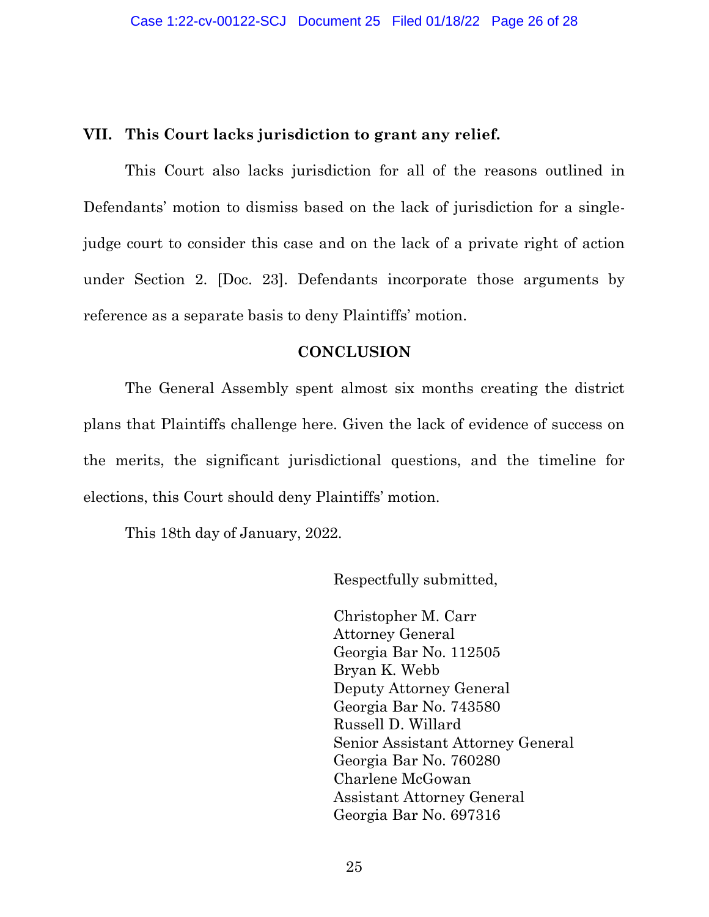## VII. This Court lacks jurisdiction to grant any relief.

This Court also lacks jurisdiction for all of the reasons outlined in Defendants' motion to dismiss based on the lack of jurisdiction for a single-judge court to consider this case and on the lack of a private right of action under Section 2. [Doc. 23]. Defendants incorporate those arguments by reference as a separate basis to deny Plaintiffs' motion.

## CONCLUSION

The General Assembly spent almost six months creating the district plans that Plaintiffs challenge here. Given the lack of evidence of success on the merits, the significant jurisdictional questions, and the timeline for elections, this Court should deny Plaintiffs' motion.

This 18th day of January, 2022.

Respectfully submitted,

Christopher M. Carr
Attorney General
Georgia Bar No. 112505
Bryan K. Webb
Deputy Attorney General
Georgia Bar No. 743580
Russell D. Willard
Senior Assistant Attorney General
Georgia Bar No. 760280
Charlene McGowan
Assistant Attorney General
Georgia Bar No. 697316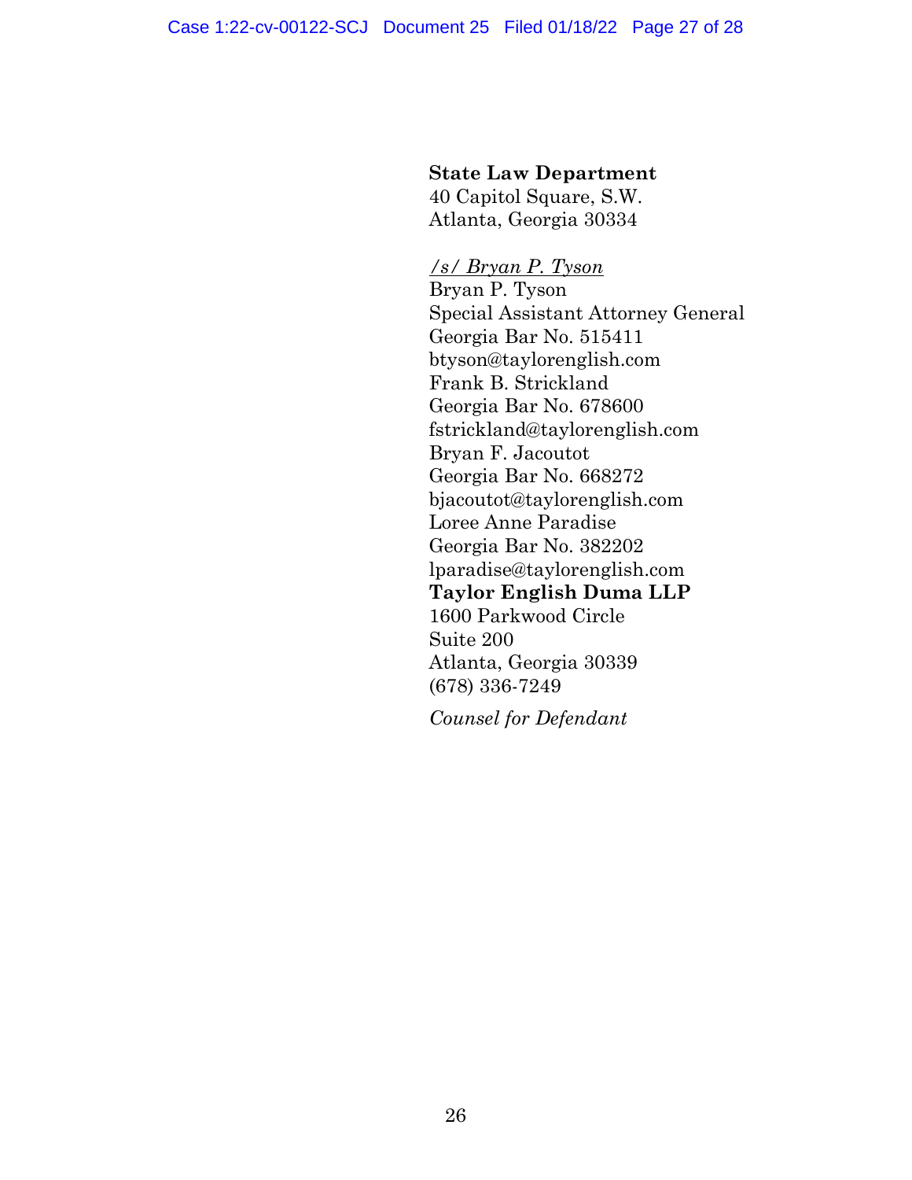**State Law Department**
40 Capitol Square, S.W.
Atlanta, Georgia 30334

*/s/ Bryan P. Tyson*
Bryan P. Tyson
Special Assistant Attorney General
Georgia Bar No. 515411
btyson@taylorenglish.com
Frank B. Strickland
Georgia Bar No. 678600
fstrickland@taylorenglish.com
Bryan F. Jacoutot
Georgia Bar No. 668272
bjacoutot@taylorenglish.com
Loree Anne Paradise
Georgia Bar No. 382202
lparadise@taylorenglish.com
**Taylor English Duma LLP**
1600 Parkwood Circle
Suite 200
Atlanta, Georgia 30339
(678) 336-7249

*Counsel for Defendant*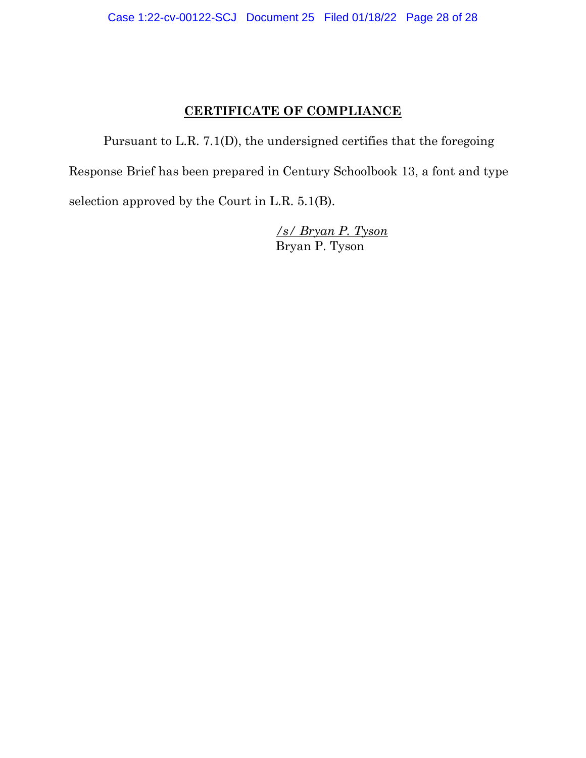## **CERTIFICATE OF COMPLIANCE**

Pursuant to L.R. 7.1(D), the undersigned certifies that the foregoing Response Brief has been prepared in Century Schoolbook 13, a font and type selection approved by the Court in L.R. 5.1(B).

*/s/ Bryan P. Tyson*
Bryan P. Tyson